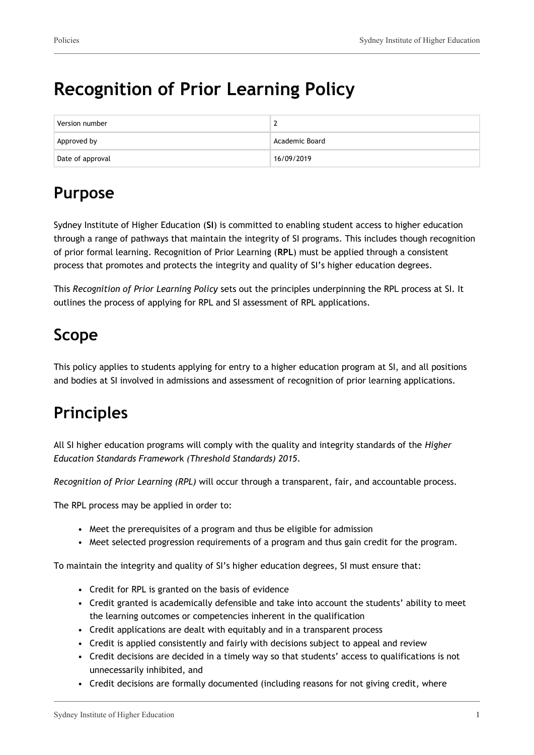# Recognition of Prior Learning Policy

| Version number | 2 |
| --- | --- |
| Approved by | Academic Board |
| Date of approval | 16/09/2019 |

## Purpose

Sydney Institute of Higher Education (**SI**) is committed to enabling student access to higher education through a range of pathways that maintain the integrity of SI programs. This includes though recognition of prior formal learning. Recognition of Prior Learning (**RPL**) must be applied through a consistent process that promotes and protects the integrity and quality of SI's higher education degrees.

This *Recognition of Prior Learning Policy* sets out the principles underpinning the RPL process at SI. It outlines the process of applying for RPL and SI assessment of RPL applications.

## Scope

This policy applies to students applying for entry to a higher education program at SI, and all positions and bodies at SI involved in admissions and assessment of recognition of prior learning applications.

## Principles

All SI higher education programs will comply with the quality and integrity standards of the *Higher Education Standards Framework (Threshold Standards) 2015*.

*Recognition of Prior Learning (RPL)* will occur through a transparent, fair, and accountable process.

The RPL process may be applied in order to:

- Meet the prerequisites of a program and thus be eligible for admission
- Meet selected progression requirements of a program and thus gain credit for the program.

To maintain the integrity and quality of SI's higher education degrees, SI must ensure that:

- Credit for RPL is granted on the basis of evidence
- Credit granted is academically defensible and take into account the students' ability to meet the learning outcomes or competencies inherent in the qualification
- Credit applications are dealt with equitably and in a transparent process
- Credit is applied consistently and fairly with decisions subject to appeal and review
- Credit decisions are decided in a timely way so that students' access to qualifications is not unnecessarily inhibited, and
- Credit decisions are formally documented (including reasons for not giving credit, where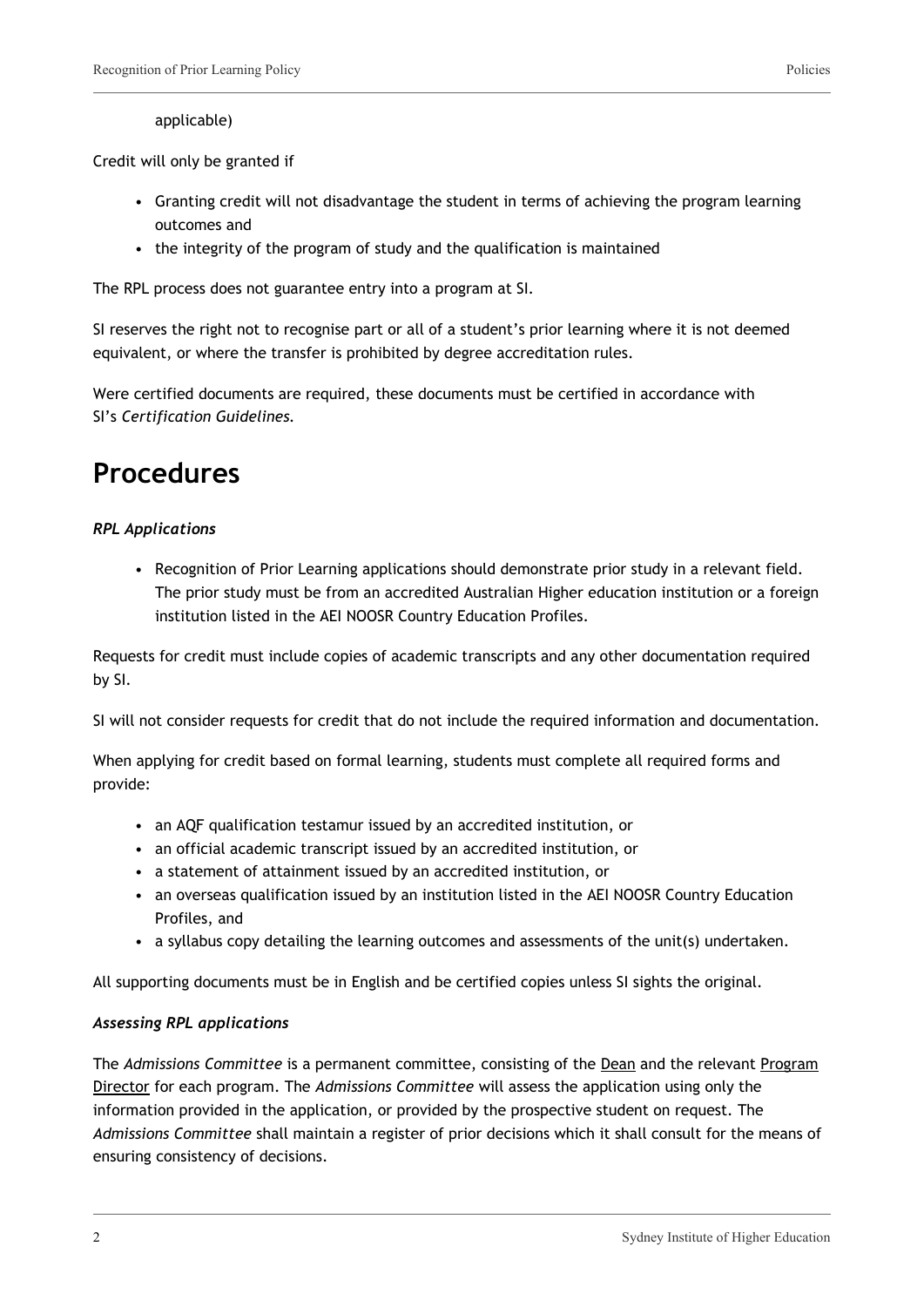applicable)

Credit will only be granted if

- Granting credit will not disadvantage the student in terms of achieving the program learning outcomes and
- the integrity of the program of study and the qualification is maintained

The RPL process does not guarantee entry into a program at SI.

SI reserves the right not to recognise part or all of a student's prior learning where it is not deemed equivalent, or where the transfer is prohibited by degree accreditation rules.

Were certified documents are required, these documents must be certified in accordance with SI's *Certification Guidelines.*

# Procedures

***RPL Applications***

- Recognition of Prior Learning applications should demonstrate prior study in a relevant field. The prior study must be from an accredited Australian Higher education institution or a foreign institution listed in the AEI NOOSR Country Education Profiles.

Requests for credit must include copies of academic transcripts and any other documentation required by SI.

SI will not consider requests for credit that do not include the required information and documentation.

When applying for credit based on formal learning, students must complete all required forms and provide:

- an AQF qualification testamur issued by an accredited institution, or
- an official academic transcript issued by an accredited institution, or
- a statement of attainment issued by an accredited institution, or
- an overseas qualification issued by an institution listed in the AEI NOOSR Country Education Profiles, and
- a syllabus copy detailing the learning outcomes and assessments of the unit(s) undertaken.

All supporting documents must be in English and be certified copies unless SI sights the original.

***Assessing RPL applications***

The *Admissions Committee* is a permanent committee, consisting of the Dean and the relevant Program Director for each program. The *Admissions Committee* will assess the application using only the information provided in the application, or provided by the prospective student on request. The *Admissions Committee* shall maintain a register of prior decisions which it shall consult for the means of ensuring consistency of decisions.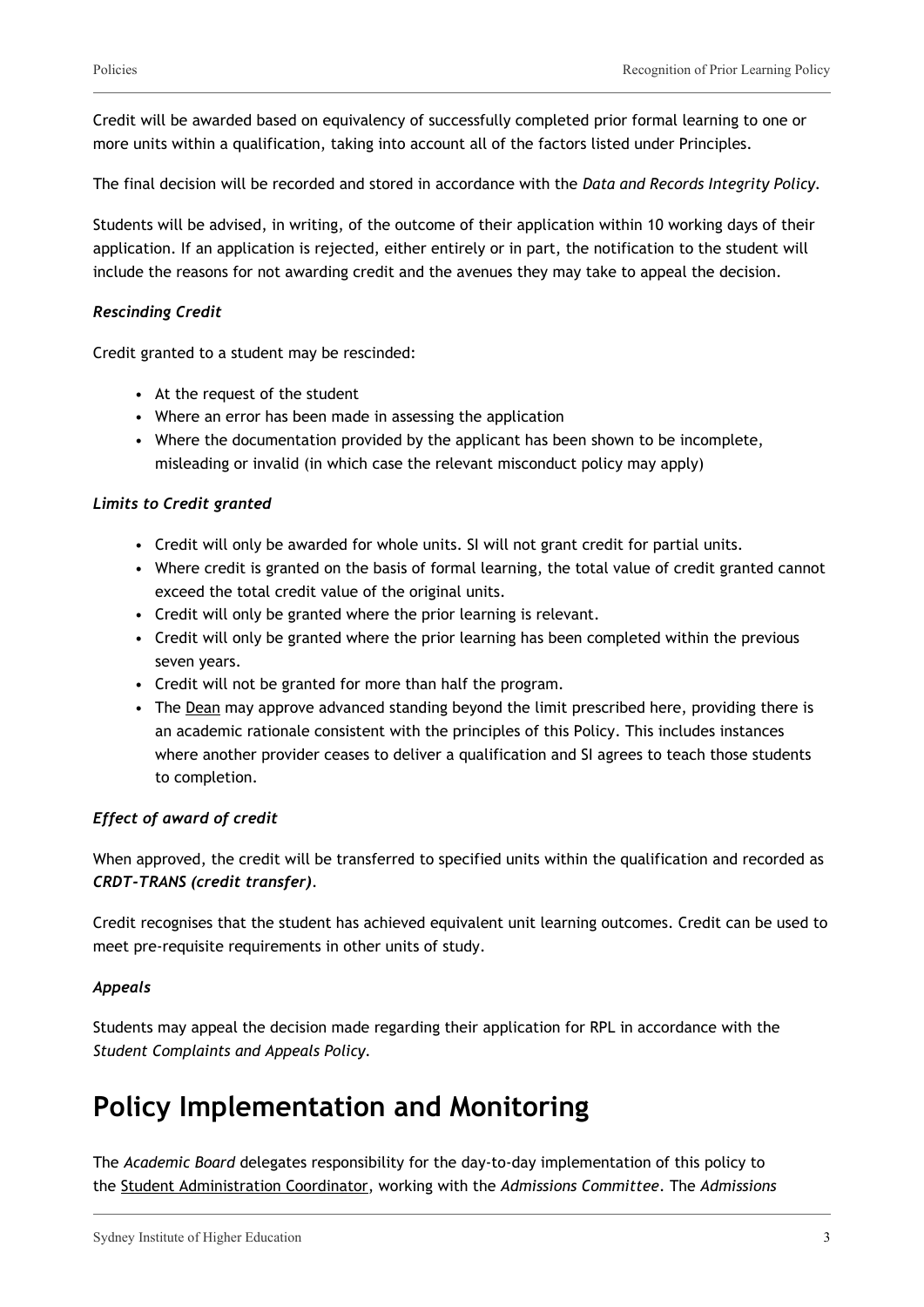Credit will be awarded based on equivalency of successfully completed prior formal learning to one or more units within a qualification, taking into account all of the factors listed under Principles.

The final decision will be recorded and stored in accordance with the *Data and Records Integrity Policy.*

Students will be advised, in writing, of the outcome of their application within 10 working days of their application. If an application is rejected, either entirely or in part, the notification to the student will include the reasons for not awarding credit and the avenues they may take to appeal the decision.

***Rescinding Credit***

Credit granted to a student may be rescinded:

- At the request of the student
- Where an error has been made in assessing the application
- Where the documentation provided by the applicant has been shown to be incomplete, misleading or invalid (in which case the relevant misconduct policy may apply)

***Limits to Credit granted***

- Credit will only be awarded for whole units. SI will not grant credit for partial units.
- Where credit is granted on the basis of formal learning, the total value of credit granted cannot exceed the total credit value of the original units.
- Credit will only be granted where the prior learning is relevant.
- Credit will only be granted where the prior learning has been completed within the previous seven years.
- Credit will not be granted for more than half the program.
- The Dean may approve advanced standing beyond the limit prescribed here, providing there is an academic rationale consistent with the principles of this Policy. This includes instances where another provider ceases to deliver a qualification and SI agrees to teach those students to completion.

***Effect of award of credit***

When approved, the credit will be transferred to specified units within the qualification and recorded as ***CRDT-TRANS (credit transfer)***.

Credit recognises that the student has achieved equivalent unit learning outcomes. Credit can be used to meet pre-requisite requirements in other units of study.

***Appeals***

Students may appeal the decision made regarding their application for RPL in accordance with the *Student Complaints and Appeals Policy.*

# Policy Implementation and Monitoring

The *Academic Board* delegates responsibility for the day-to-day implementation of this policy to the Student Administration Coordinator, working with the *Admissions Committee*. The *Admissions*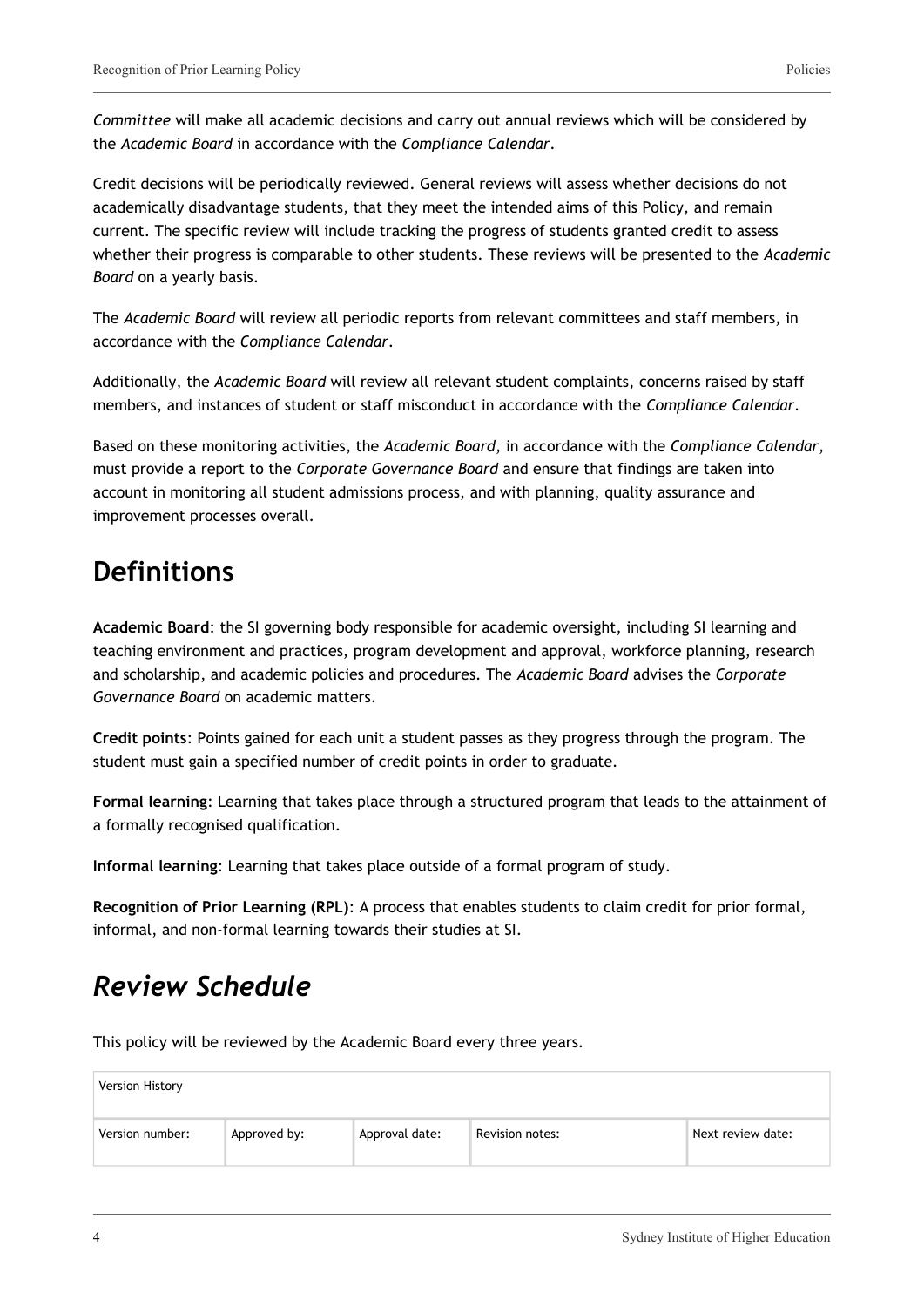*Committee* will make all academic decisions and carry out annual reviews which will be considered by the *Academic Board* in accordance with the *Compliance Calendar*.

Credit decisions will be periodically reviewed. General reviews will assess whether decisions do not academically disadvantage students, that they meet the intended aims of this Policy, and remain current. The specific review will include tracking the progress of students granted credit to assess whether their progress is comparable to other students. These reviews will be presented to the *Academic Board* on a yearly basis.

The *Academic Board* will review all periodic reports from relevant committees and staff members, in accordance with the *Compliance Calendar*.

Additionally, the *Academic Board* will review all relevant student complaints, concerns raised by staff members, and instances of student or staff misconduct in accordance with the *Compliance Calendar*.

Based on these monitoring activities, the *Academic Board*, in accordance with the *Compliance Calendar*, must provide a report to the *Corporate Governance Board* and ensure that findings are taken into account in monitoring all student admissions process, and with planning, quality assurance and improvement processes overall.

# Definitions

**Academic Board**: the SI governing body responsible for academic oversight, including SI learning and teaching environment and practices, program development and approval, workforce planning, research and scholarship, and academic policies and procedures. The *Academic Board* advises the *Corporate Governance Board* on academic matters.

**Credit points**: Points gained for each unit a student passes as they progress through the program. The student must gain a specified number of credit points in order to graduate.

**Formal learning**: Learning that takes place through a structured program that leads to the attainment of a formally recognised qualification.

**Informal learning**: Learning that takes place outside of a formal program of study.

**Recognition of Prior Learning (RPL)**: A process that enables students to claim credit for prior formal, informal, and non-formal learning towards their studies at SI.

# *Review Schedule*

This policy will be reviewed by the Academic Board every three years.

| Version History | | | | |
|---|---|---|---|---|
| Version number: | Approved by: | Approval date: | Revision notes: | Next review date: |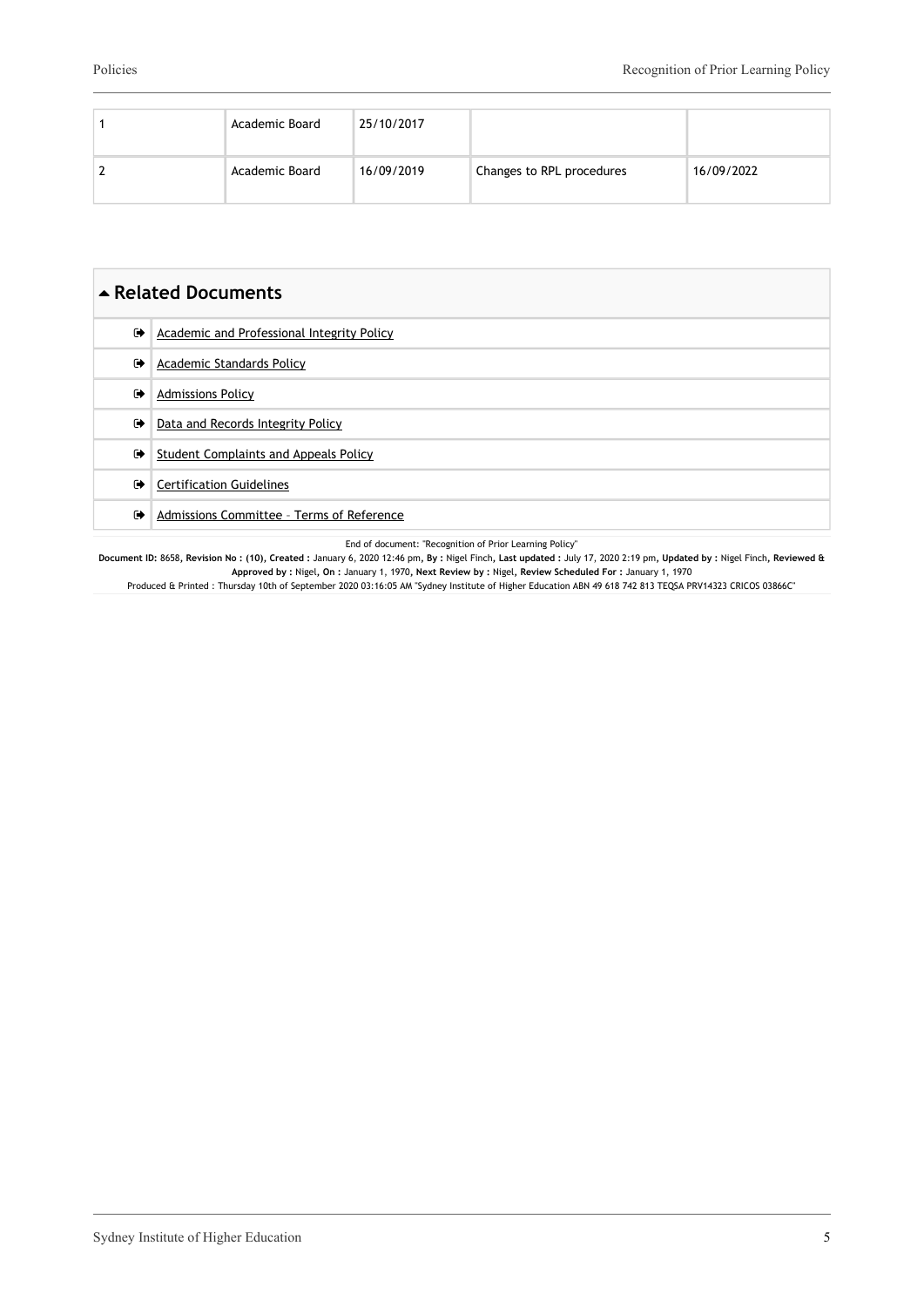| | | | | |
|---|---|---|---|---|
| 1 | Academic Board | 25/10/2017 | | |
| 2 | Academic Board | 16/09/2019 | Changes to RPL procedures | 16/09/2022 |

## ▲ Related Documents

| | |
|---|---|
| ➡ | Academic and Professional Integrity Policy |
| ➡ | Academic Standards Policy |
| ➡ | Admissions Policy |
| ➡ | Data and Records Integrity Policy |
| ➡ | Student Complaints and Appeals Policy |
| ➡ | Certification Guidelines |
| ➡ | Admissions Committee – Terms of Reference |

End of document: "Recognition of Prior Learning Policy"

**Document ID:** 8658, **Revision No : (10), Created :** January 6, 2020 12:46 pm, **By :** Nigel Finch, **Last updated :** July 17, 2020 2:19 pm, **Updated by :** Nigel Finch, **Reviewed & Approved by :** Nigel, **On :** January 1, 1970, **Next Review by :** Nigel, **Review Scheduled For :** January 1, 1970

Produced & Printed : Thursday 10th of September 2020 03:16:05 AM "Sydney Institute of Higher Education ABN 49 618 742 813 TEQSA PRV14323 CRICOS 03866C"